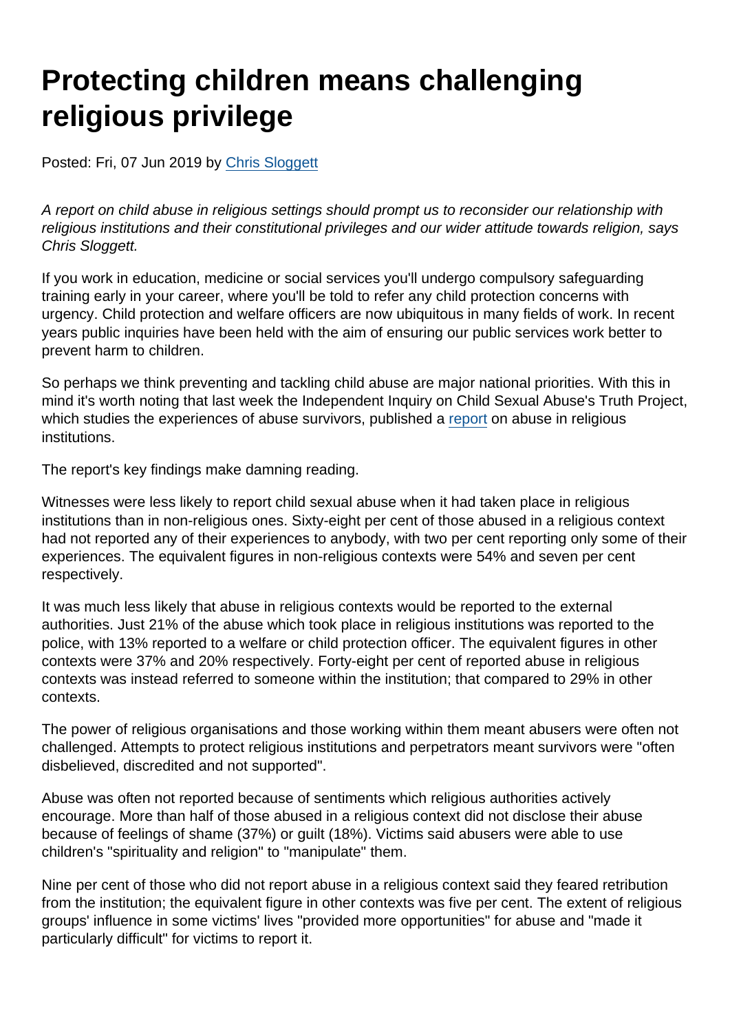# Protecting children means challenging religious privilege

Posted: Fri, 07 Jun 2019 by [Chris Sloggett]

*A report on child abuse in religious settings should prompt us to reconsider our relationship with religious institutions and their constitutional privileges and our wider attitude towards religion, says Chris Sloggett.*

If you work in education, medicine or social services you'll undergo compulsory safeguarding training early in your career, where you'll be told to refer any child protection concerns with urgency. Child protection and welfare officers are now ubiquitous in many fields of work. In recent years public inquiries have been held with the aim of ensuring our public services work better to prevent harm to children.

So perhaps we think preventing and tackling child abuse are major national priorities. With this in mind it's worth noting that last week the Independent Inquiry on Child Sexual Abuse's Truth Project, which studies the experiences of abuse survivors, published a [report] on abuse in religious institutions.

The report's key findings make damning reading.

Witnesses were less likely to report child sexual abuse when it had taken place in religious institutions than in non-religious ones. Sixty-eight per cent of those abused in a religious context had not reported any of their experiences to anybody, with two per cent reporting only some of their experiences. The equivalent figures in non-religious contexts were 54% and seven per cent respectively.

It was much less likely that abuse in religious contexts would be reported to the external authorities. Just 21% of the abuse which took place in religious institutions was reported to the police, with 13% reported to a welfare or child protection officer. The equivalent figures in other contexts were 37% and 20% respectively. Forty-eight per cent of reported abuse in religious contexts was instead referred to someone within the institution; that compared to 29% in other contexts.

The power of religious organisations and those working within them meant abusers were often not challenged. Attempts to protect religious institutions and perpetrators meant survivors were "often disbelieved, discredited and not supported".

Abuse was often not reported because of sentiments which religious authorities actively encourage. More than half of those abused in a religious context did not disclose their abuse because of feelings of shame (37%) or guilt (18%). Victims said abusers were able to use children's "spirituality and religion" to "manipulate" them.

Nine per cent of those who did not report abuse in a religious context said they feared retribution from the institution; the equivalent figure in other contexts was five per cent. The extent of religious groups' influence in some victims' lives "provided more opportunities" for abuse and "made it particularly difficult" for victims to report it.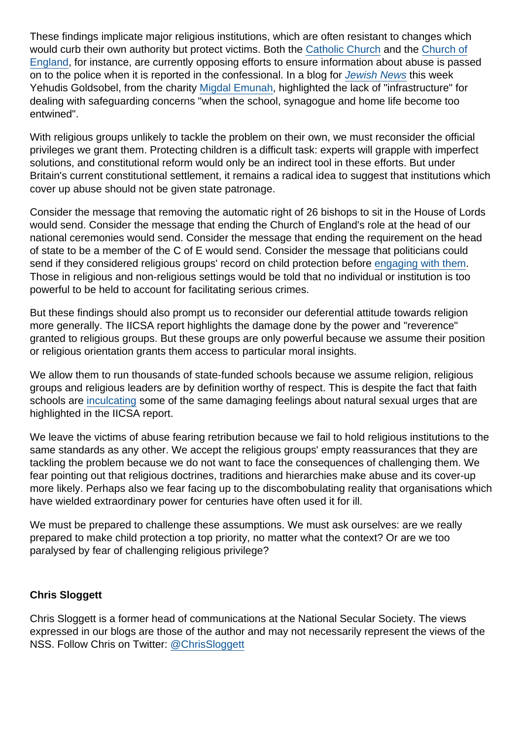These findings implicate major religious institutions, which are often resistant to changes which would curb their own authority but protect victims. Both the Catholic Church and the Church of England, for instance, are currently opposing efforts to ensure information about abuse is passed on to the police when it is reported in the confessional. In a blog for *Jewish News* this week Yehudis Goldsobel, from the charity Migdal Emunah, highlighted the lack of "infrastructure" for dealing with safeguarding concerns "when the school, synagogue and home life become too entwined".

With religious groups unlikely to tackle the problem on their own, we must reconsider the official privileges we grant them. Protecting children is a difficult task: experts will grapple with imperfect solutions, and constitutional reform would only be an indirect tool in these efforts. But under Britain's current constitutional settlement, it remains a radical idea to suggest that institutions which cover up abuse should not be given state patronage.

Consider the message that removing the automatic right of 26 bishops to sit in the House of Lords would send. Consider the message that ending the Church of England's role at the head of our national ceremonies would send. Consider the message that ending the requirement on the head of state to be a member of the C of E would send. Consider the message that politicians could send if they considered religious groups' record on child protection before engaging with them. Those in religious and non-religious settings would be told that no individual or institution is too powerful to be held to account for facilitating serious crimes.

But these findings should also prompt us to reconsider our deferential attitude towards religion more generally. The IICSA report highlights the damage done by the power and "reverence" granted to religious groups. But these groups are only powerful because we assume their position or religious orientation grants them access to particular moral insights.

We allow them to run thousands of state-funded schools because we assume religion, religious groups and religious leaders are by definition worthy of respect. This is despite the fact that faith schools are inculcating some of the same damaging feelings about natural sexual urges that are highlighted in the IICSA report.

We leave the victims of abuse fearing retribution because we fail to hold religious institutions to the same standards as any other. We accept the religious groups' empty reassurances that they are tackling the problem because we do not want to face the consequences of challenging them. We fear pointing out that religious doctrines, traditions and hierarchies make abuse and its cover-up more likely. Perhaps also we fear facing up to the discombobulating reality that organisations which have wielded extraordinary power for centuries have often used it for ill.

We must be prepared to challenge these assumptions. We must ask ourselves: are we really prepared to make child protection a top priority, no matter what the context? Or are we too paralysed by fear of challenging religious privilege?

**Chris Sloggett**

Chris Sloggett is a former head of communications at the National Secular Society. The views expressed in our blogs are those of the author and may not necessarily represent the views of the NSS. Follow Chris on Twitter: @ChrisSloggett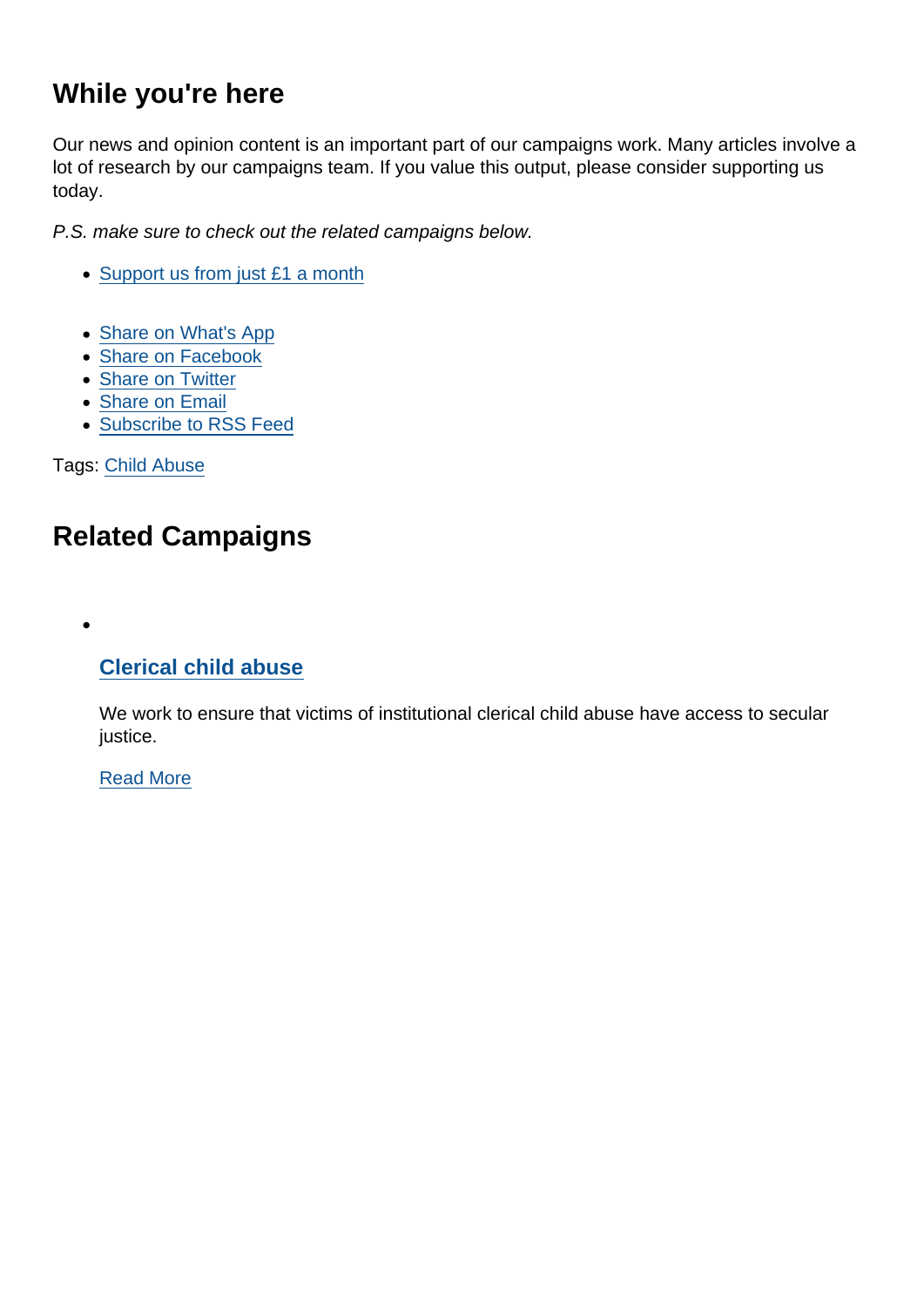## While you're here

Our news and opinion content is an important part of our campaigns work. Many articles involve a lot of research by our campaigns team. If you value this output, please consider supporting us today.

*P.S. make sure to check out the related campaigns below.*

- Support us from just £1 a month

- Share on What's App
- Share on Facebook
- Share on Twitter
- Share on Email
- Subscribe to RSS Feed

Tags: Child Abuse

## Related Campaigns

- ### Clerical child abuse

  We work to ensure that victims of institutional clerical child abuse have access to secular justice.

  Read More